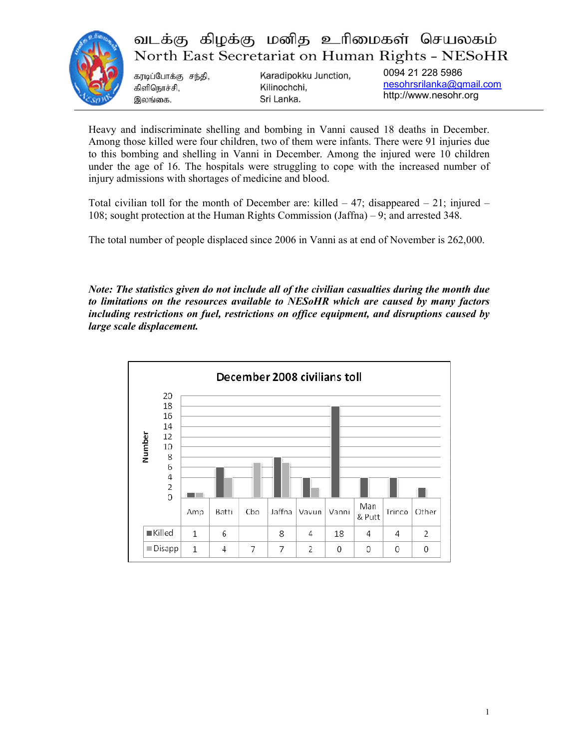# வடக்கு கிழக்கு மனித உரிமைகள் செயலகம்
## North East Secretariat on Human Rights - NESoHR

கரடிப்போக்கு சந்தி,
கிளிநொச்சி,
இலங்கை.

Karadipokku Junction,
Kilinochchi,
Sri Lanka.

0094 21 228 5986
nesohrsrilanka@gmail.com
http://www.nesohr.org

---

Heavy and indiscriminate shelling and bombing in Vanni caused 18 deaths in December. Among those killed were four children, two of them were infants. There were 91 injuries due to this bombing and shelling in Vanni in December. Among the injured were 10 children under the age of 16. The hospitals were struggling to cope with the increased number of injury admissions with shortages of medicine and blood.

Total civilian toll for the month of December are: killed – 47; disappeared – 21; injured – 108; sought protection at the Human Rights Commission (Jaffna) – 9; and arrested 348.

The total number of people displaced since 2006 in Vanni as at end of November is 262,000.

***Note: The statistics given do not include all of the civilian casualties during the month due to limitations on the resources available to NESoHR which are caused by many factors including restrictions on fuel, restrictions on office equipment, and disruptions caused by large scale displacement.***

**December 2008 civilians toll**

| | Amp | Batti | Cbo | Jaffna | Vavun | Vanni | Man & Putt | Trinco | Other |
|---|---|---|---|---|---|---|---|---|---|
| Killed | 1 | 6 | | 8 | 4 | 18 | 4 | 4 | 2 |
| Disapp | 1 | 4 | 7 | 7 | 2 | 0 | 0 | 0 | 0 |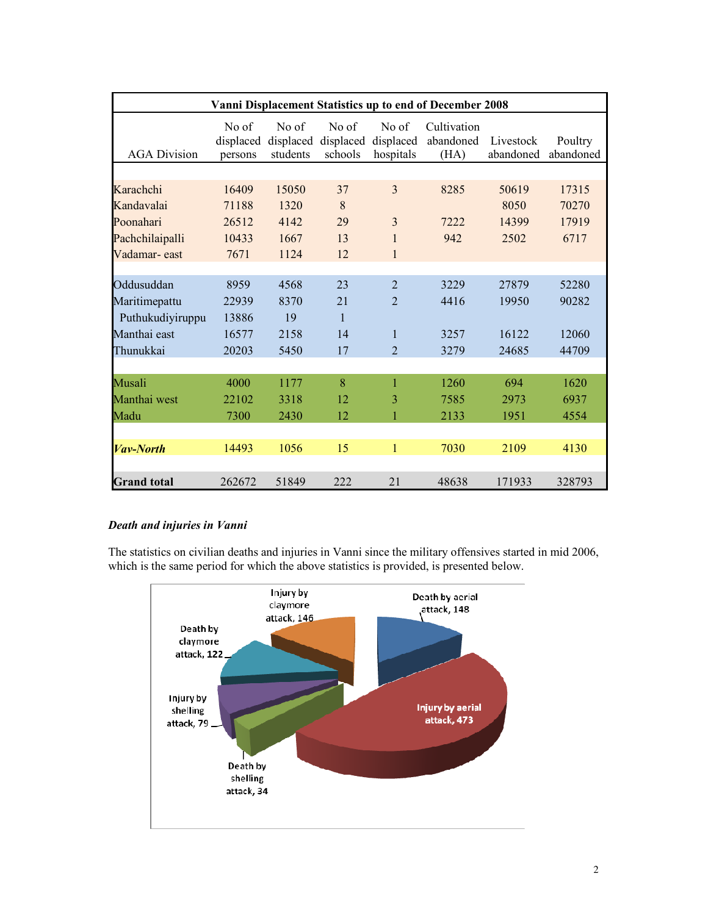| Vanni Displacement Statistics up to end of December 2008 | | | | | | | |
|---|---|---|---|---|---|---|---|
| AGA Division | No of displaced persons | No of displaced students | No of displaced schools | No of displaced hospitals | Cultivation abandoned (HA) | Livestock abandoned | Poultry abandoned |
| Karachchi | 16409 | 15050 | 37 | 3 | 8285 | 50619 | 17315 |
| Kandavalai | 71188 | 1320 | 8 | | | 8050 | 70270 |
| Poonahari | 26512 | 4142 | 29 | 3 | 7222 | 14399 | 17919 |
| Pachchilaipalli | 10433 | 1667 | 13 | 1 | 942 | 2502 | 6717 |
| Vadamar- east | 7671 | 1124 | 12 | 1 | | | |
| Oddusuddan | 8959 | 4568 | 23 | 2 | 3229 | 27879 | 52280 |
| Maritimepattu | 22939 | 8370 | 21 | 2 | 4416 | 19950 | 90282 |
| Puthukudiyiruppu | 13886 | 19 | 1 | | | | |
| Manthai east | 16577 | 2158 | 14 | 1 | 3257 | 16122 | 12060 |
| Thunukkai | 20203 | 5450 | 17 | 2 | 3279 | 24685 | 44709 |
| Musali | 4000 | 1177 | 8 | 1 | 1260 | 694 | 1620 |
| Manthai west | 22102 | 3318 | 12 | 3 | 7585 | 2973 | 6937 |
| Madu | 7300 | 2430 | 12 | 1 | 2133 | 1951 | 4554 |
| ***Vav-North*** | 14493 | 1056 | 15 | 1 | 7030 | 2109 | 4130 |
| **Grand total** | 262672 | 51849 | 222 | 21 | 48638 | 171933 | 328793 |

***Death and injuries in Vanni***

The statistics on civilian deaths and injuries in Vanni since the military offensives started in mid 2006, which is the same period for which the above statistics is provided, is presented below.

| Category | Number |
|---|---|
| Death by aerial attack | 148 |
| Injury by aerial attack | 473 |
| Death by shelling attack | 34 |
| Injury by shelling attack | 79 |
| Death by claymore attack | 122 |
| Injury by claymore attack | 146 |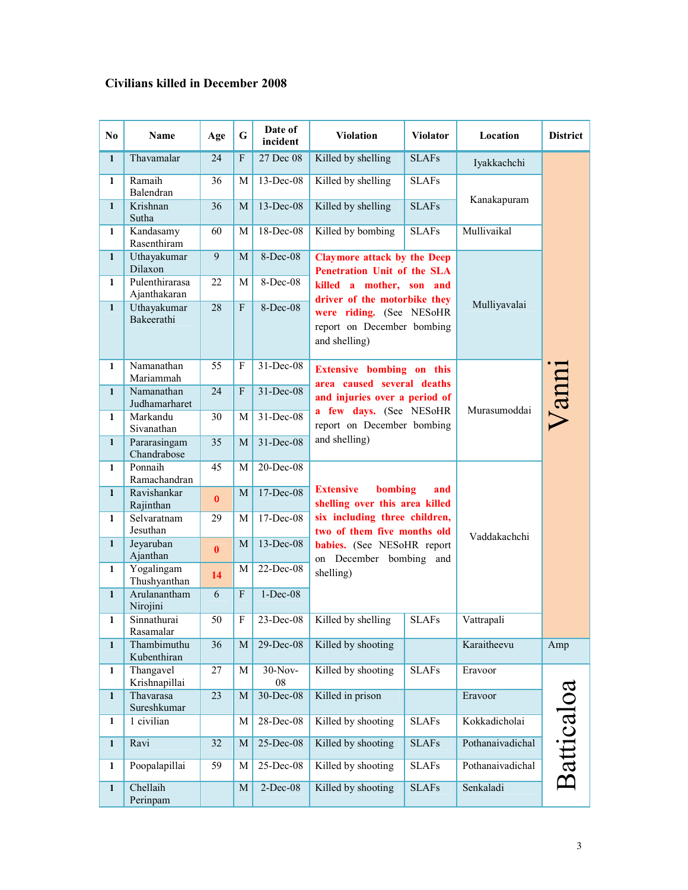**Civilians killed in December 2008**

| No | Name | Age | G | Date of incident | Violation | Violator | Location | District |
|---|---|---|---|---|---|---|---|---|
| 1 | Thavamalar | 24 | F | 27 Dec 08 | Killed by shelling | SLAFs | Iyakkachchi | Vanni |
| 1 | Ramaih Balendran | 36 | M | 13-Dec-08 | Killed by shelling | SLAFs | Kanakapuram | |
| 1 | Krishnan Sutha | 36 | M | 13-Dec-08 | Killed by shelling | SLAFs | | |
| 1 | Kandasamy Rasenthiram | 60 | M | 18-Dec-08 | Killed by bombing | SLAFs | Mullivaikal | |
| 1 | Uthayakumar Dilaxon | 9 | M | 8-Dec-08 | **Claymore attack by the Deep Penetration Unit of the SLA killed a mother, son and driver of the motorbike they were riding.** (See NESoHR report on December bombing and shelling) | | Mulliyavalai | |
| 1 | Pulenthirarasa Ajanthakaran | 22 | M | 8-Dec-08 | | | | |
| 1 | Uthayakumar Bakeerathi | 28 | F | 8-Dec-08 | | | | |
| 1 | Namanathan Mariammah | 55 | F | 31-Dec-08 | **Extensive bombing on this area caused several deaths and injuries over a period of a few days.** (See NESoHR report on December bombing and shelling) | | Murasumoddai | |
| 1 | Namanathan Judhamarharet | 24 | F | 31-Dec-08 | | | | |
| 1 | Markandu Sivanathan | 30 | M | 31-Dec-08 | | | | |
| 1 | Pararasingam Chandrabose | 35 | M | 31-Dec-08 | | | | |
| 1 | Ponnaih Ramachandran | 45 | M | 20-Dec-08 | **Extensive bombing and shelling over this area killed six including three children, two of them five months old babies.** (See NESoHR report on December bombing and shelling) | | Vaddakachchi | |
| 1 | Ravishankar Rajinthan | 0 | M | 17-Dec-08 | | | | |
| 1 | Selvaratnam Jesuthan | 29 | M | 17-Dec-08 | | | | |
| 1 | Jeyaruban Ajanthan | 0 | M | 13-Dec-08 | | | | |
| 1 | Yogalingam Thushyanthan | 14 | M | 22-Dec-08 | | | | |
| 1 | Arulananthan Nirojini | 6 | F | 1-Dec-08 | | | | |
| 1 | Sinnathurai Rasamalar | 50 | F | 23-Dec-08 | Killed by shelling | SLAFs | Vattrapali | |
| 1 | Thambimuthu Kubenthiran | 36 | M | 29-Dec-08 | Killed by shooting | | Karaitheevu | Amp |
| 1 | Thangavel Krishnapillai | 27 | M | 30-Nov-08 | Killed by shooting | SLAFs | Eravoor | Batticaloa |
| 1 | Thavarasa Sureshkumar | 23 | M | 30-Dec-08 | Killed in prison | | Eravoor | |
| 1 | 1 civilian | | M | 28-Dec-08 | Killed by shooting | SLAFs | Kokkadicholai | |
| 1 | Ravi | 32 | M | 25-Dec-08 | Killed by shooting | SLAFs | Pothanaivadichal | |
| 1 | Poopalapillai | 59 | M | 25-Dec-08 | Killed by shooting | SLAFs | Pothanaivadichal | |
| 1 | Chellaih Perinpam | | M | 2-Dec-08 | Killed by shooting | SLAFs | Senkaladi | |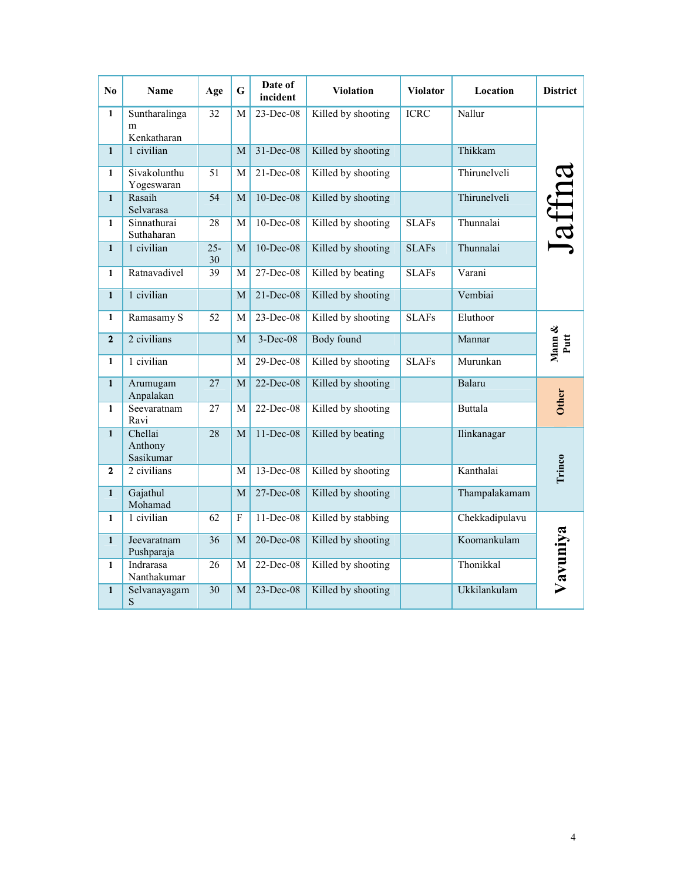| No | Name | Age | G | Date of incident | Violation | Violator | Location | District |
|---|---|---|---|---|---|---|---|---|
| 1 | Suntharalingam Kenkatharan | 32 | M | 23-Dec-08 | Killed by shooting | ICRC | Nallur | Jaffna |
| 1 | 1 civilian | | M | 31-Dec-08 | Killed by shooting | | Thikkam | |
| 1 | Sivakolunthu Yogeswaran | 51 | M | 21-Dec-08 | Killed by shooting | | Thirunelveli | |
| 1 | Rasaih Selvarasa | 54 | M | 10-Dec-08 | Killed by shooting | | Thirunelveli | |
| 1 | Sinnathurai Suthaharan | 28 | M | 10-Dec-08 | Killed by shooting | SLAFs | Thunnalai | |
| 1 | 1 civilian | 25-30 | M | 10-Dec-08 | Killed by shooting | SLAFs | Thunnalai | |
| 1 | Ratnavadivel | 39 | M | 27-Dec-08 | Killed by beating | SLAFs | Varani | |
| 1 | 1 civilian | | M | 21-Dec-08 | Killed by shooting | | Vembiai | |
| 1 | Ramasamy S | 52 | M | 23-Dec-08 | Killed by shooting | SLAFs | Eluthoor | Mann & Putt |
| 2 | 2 civilians | | M | 3-Dec-08 | Body found | | Mannar | |
| 1 | 1 civilian | | M | 29-Dec-08 | Killed by shooting | SLAFs | Murunkan | |
| 1 | Arumugam Anpalakan | 27 | M | 22-Dec-08 | Killed by shooting | | Balaru | Other |
| 1 | Seevaratnam Ravi | 27 | M | 22-Dec-08 | Killed by shooting | | Buttala | |
| 1 | Chellai Anthony Sasikumar | 28 | M | 11-Dec-08 | Killed by beating | | Ilinkanagar | Trinco |
| 2 | 2 civilians | | M | 13-Dec-08 | Killed by shooting | | Kanthalai | |
| 1 | Gajathul Mohamad | | M | 27-Dec-08 | Killed by shooting | | Thampalakamam | |
| 1 | 1 civilian | 62 | F | 11-Dec-08 | Killed by stabbing | | Chekkadipulavu | Vavuniya |
| 1 | Jeevaratnam Pushparaja | 36 | M | 20-Dec-08 | Killed by shooting | | Koomankulam | |
| 1 | Indrarasa Nanthakumar | 26 | M | 22-Dec-08 | Killed by shooting | | Thonikkal | |
| 1 | Selvanayagam S | 30 | M | 23-Dec-08 | Killed by shooting | | Ukkilankulam | |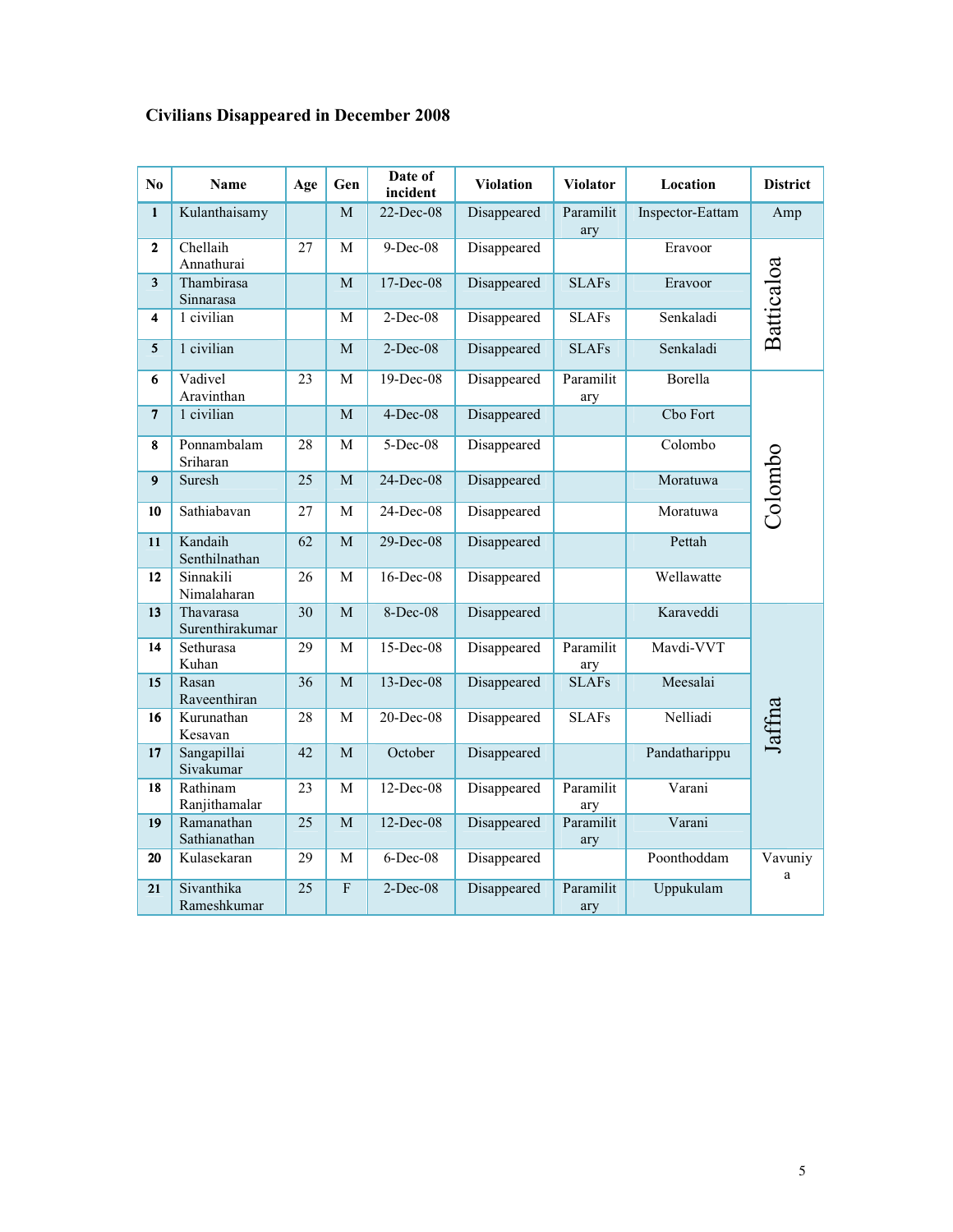# Civilians Disappeared in December 2008

| No | Name | Age | Gen | Date of incident | Violation | Violator | Location | District |
|---|---|---|---|---|---|---|---|---|
| 1 | Kulanthaisamy | | M | 22-Dec-08 | Disappeared | Paramilitary | Inspector-Eattam | Amp |
| 2 | Chellaih Annathurai | 27 | M | 9-Dec-08 | Disappeared | | Eravoor | Batticaloa |
| 3 | Thambirasa Sinnarasa | | M | 17-Dec-08 | Disappeared | SLAFs | Eravoor | |
| 4 | 1 civilian | | M | 2-Dec-08 | Disappeared | SLAFs | Senkaladi | |
| 5 | 1 civilian | | M | 2-Dec-08 | Disappeared | SLAFs | Senkaladi | |
| 6 | Vadivel Aravinthan | 23 | M | 19-Dec-08 | Disappeared | Paramilitary | Borella | Colombo |
| 7 | 1 civilian | | M | 4-Dec-08 | Disappeared | | Cbo Fort | |
| 8 | Ponnambalam Sriharan | 28 | M | 5-Dec-08 | Disappeared | | Colombo | |
| 9 | Suresh | 25 | M | 24-Dec-08 | Disappeared | | Moratuwa | |
| 10 | Sathiabavan | 27 | M | 24-Dec-08 | Disappeared | | Moratuwa | |
| 11 | Kandaih Senthilnathan | 62 | M | 29-Dec-08 | Disappeared | | Pettah | |
| 12 | Sinnakili Nimalaharan | 26 | M | 16-Dec-08 | Disappeared | | Wellawatte | |
| 13 | Thavarasa Surenthirakumar | 30 | M | 8-Dec-08 | Disappeared | | Karaveddi | Jaffna |
| 14 | Sethurasa Kuhan | 29 | M | 15-Dec-08 | Disappeared | Paramilitary | Mavdi-VVT | |
| 15 | Rasan Raveenthiran | 36 | M | 13-Dec-08 | Disappeared | SLAFs | Meesalai | |
| 16 | Kurunathan Kesavan | 28 | M | 20-Dec-08 | Disappeared | SLAFs | Nelliadi | |
| 17 | Sangapillai Sivakumar | 42 | M | October | Disappeared | | Pandatharippu | |
| 18 | Rathinam Ranjithamalar | 23 | M | 12-Dec-08 | Disappeared | Paramilitary | Varani | |
| 19 | Ramanathan Sathianathan | 25 | M | 12-Dec-08 | Disappeared | Paramilitary | Varani | |
| 20 | Kulasekaran | 29 | M | 6-Dec-08 | Disappeared | | Poonthoddam | Vavuniya |
| 21 | Sivanthika Rameshkumar | 25 | F | 2-Dec-08 | Disappeared | Paramilitary | Uppukulam | |